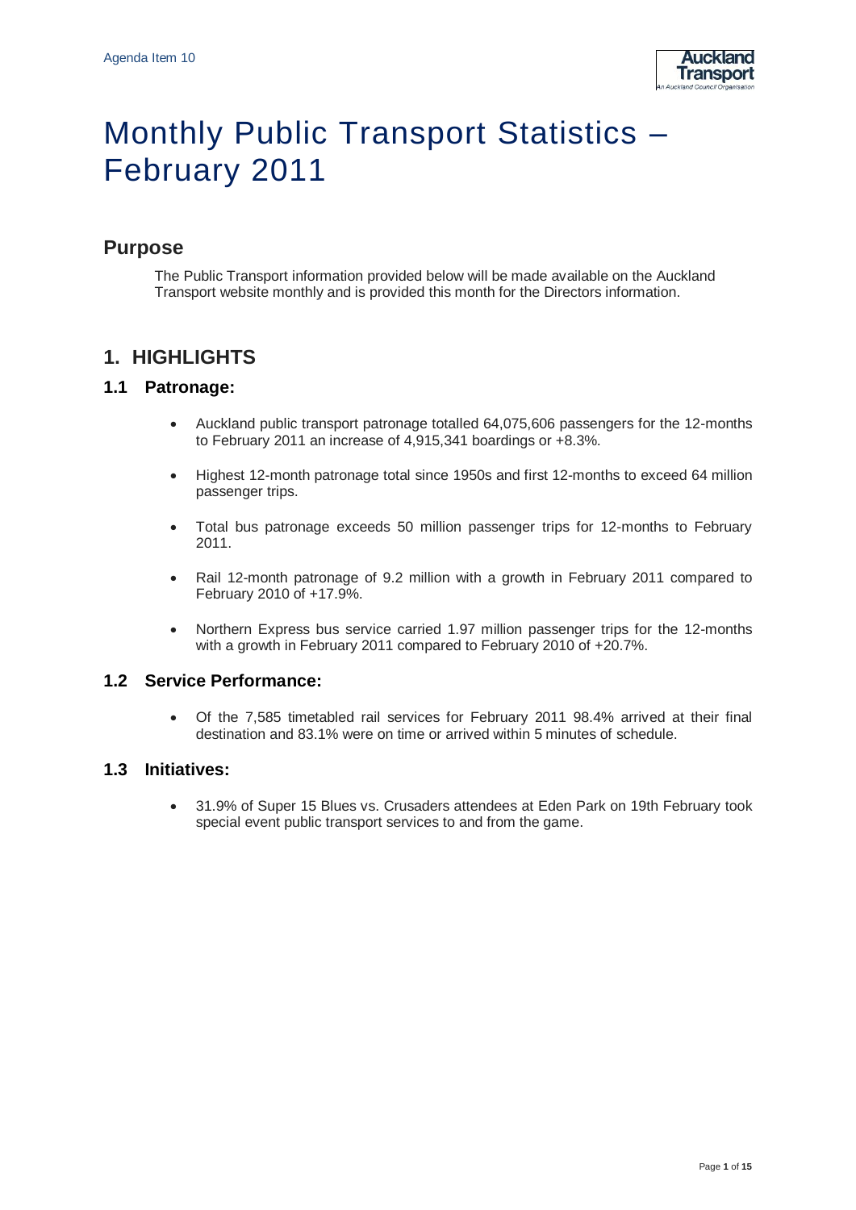Agenda Item 10

# Monthly Public Transport Statistics – February 2011

## Purpose

The Public Transport information provided below will be made available on the Auckland Transport website monthly and is provided this month for the Directors information.

## 1. HIGHLIGHTS

### 1.1 Patronage:

- Auckland public transport patronage totalled 64,075,606 passengers for the 12-months to February 2011 an increase of 4,915,341 boardings or +8.3%.
- Highest 12-month patronage total since 1950s and first 12-months to exceed 64 million passenger trips.
- Total bus patronage exceeds 50 million passenger trips for 12-months to February 2011.
- Rail 12-month patronage of 9.2 million with a growth in February 2011 compared to February 2010 of +17.9%.
- Northern Express bus service carried 1.97 million passenger trips for the 12-months with a growth in February 2011 compared to February 2010 of +20.7%.

### 1.2 Service Performance:

- Of the 7,585 timetabled rail services for February 2011 98.4% arrived at their final destination and 83.1% were on time or arrived within 5 minutes of schedule.

### 1.3 Initiatives:

- 31.9% of Super 15 Blues vs. Crusaders attendees at Eden Park on 19th February took special event public transport services to and from the game.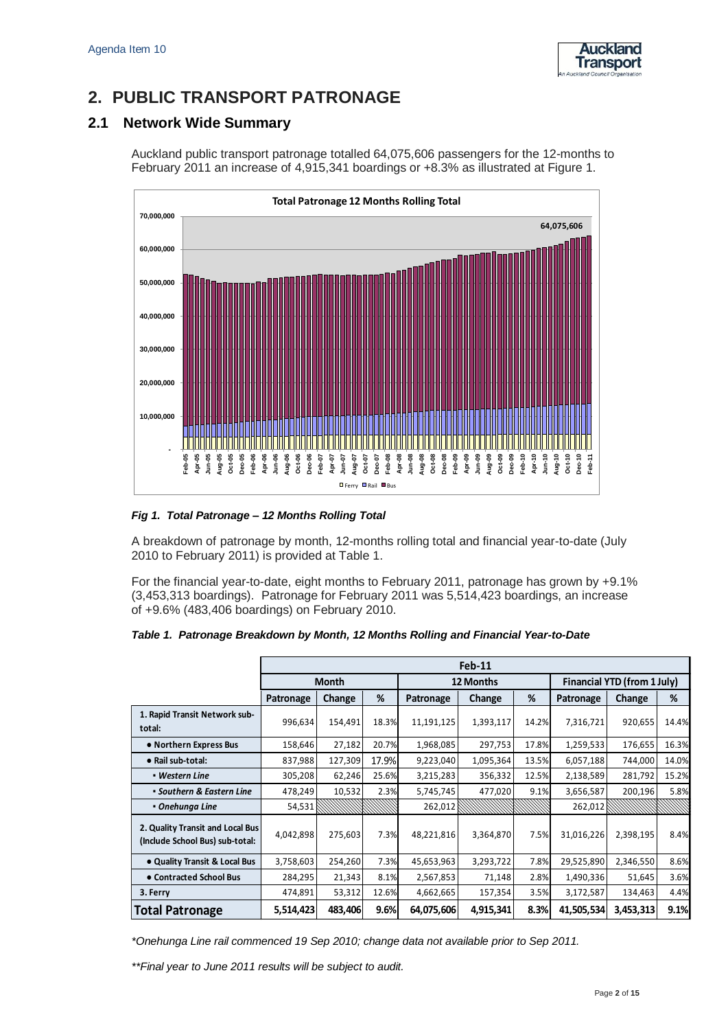# 2. PUBLIC TRANSPORT PATRONAGE

## 2.1 Network Wide Summary

Auckland public transport patronage totalled 64,075,606 passengers for the 12-months to February 2011 an increase of 4,915,341 boardings or +8.3% as illustrated at Figure 1.

***Fig 1. Total Patronage – 12 Months Rolling Total***

A breakdown of patronage by month, 12-months rolling total and financial year-to-date (July 2010 to February 2011) is provided at Table 1.

For the financial year-to-date, eight months to February 2011, patronage has grown by +9.1% (3,453,313 boardings). Patronage for February 2011 was 5,514,423 boardings, an increase of +9.6% (483,406 boardings) on February 2010.

***Table 1. Patronage Breakdown by Month, 12 Months Rolling and Financial Year-to-Date***

| | Feb-11 | | | | | | | | |
|---|---|---|---|---|---|---|---|---|---|
| | Month | | | 12 Months | | | Financial YTD (from 1 July) | | |
| | Patronage | Change | % | Patronage | Change | % | Patronage | Change | % |
| **1. Rapid Transit Network sub-total:** | 996,634 | 154,491 | 18.3% | 11,191,125 | 1,393,117 | 14.2% | 7,316,721 | 920,655 | 14.4% |
| **• Northern Express Bus** | 158,646 | 27,182 | 20.7% | 1,968,085 | 297,753 | 17.8% | 1,259,533 | 176,655 | 16.3% |
| **• Rail sub-total:** | 837,988 | 127,309 | 17.9% | 9,223,040 | 1,095,364 | 13.5% | 6,057,188 | 744,000 | 14.0% |
| ***▪ Western Line*** | 305,208 | 62,246 | 25.6% | 3,215,283 | 356,332 | 12.5% | 2,138,589 | 281,792 | 15.2% |
| ***▪ Southern & Eastern Line*** | 478,249 | 10,532 | 2.3% | 5,745,745 | 477,020 | 9.1% | 3,656,587 | 200,196 | 5.8% |
| ***▪ Onehunga Line*** | 54,531 | | | 262,012 | | | 262,012 | | |
| **2. Quality Transit and Local Bus (Include School Bus) sub-total:** | 4,042,898 | 275,603 | 7.3% | 48,221,816 | 3,364,870 | 7.5% | 31,016,226 | 2,398,195 | 8.4% |
| **• Quality Transit & Local Bus** | 3,758,603 | 254,260 | 7.3% | 45,653,963 | 3,293,722 | 7.8% | 29,525,890 | 2,346,550 | 8.6% |
| **• Contracted School Bus** | 284,295 | 21,343 | 8.1% | 2,567,853 | 71,148 | 2.8% | 1,490,336 | 51,645 | 3.6% |
| **3. Ferry** | 474,891 | 53,312 | 12.6% | 4,662,665 | 157,354 | 3.5% | 3,172,587 | 134,463 | 4.4% |
| **Total Patronage** | **5,514,423** | **483,406** | **9.6%** | **64,075,606** | **4,915,341** | **8.3%** | **41,505,534** | **3,453,313** | **9.1%** |

*\*Onehunga Line rail commenced 19 Sep 2010; change data not available prior to Sep 2011.*

*\*\*Final year to June 2011 results will be subject to audit.*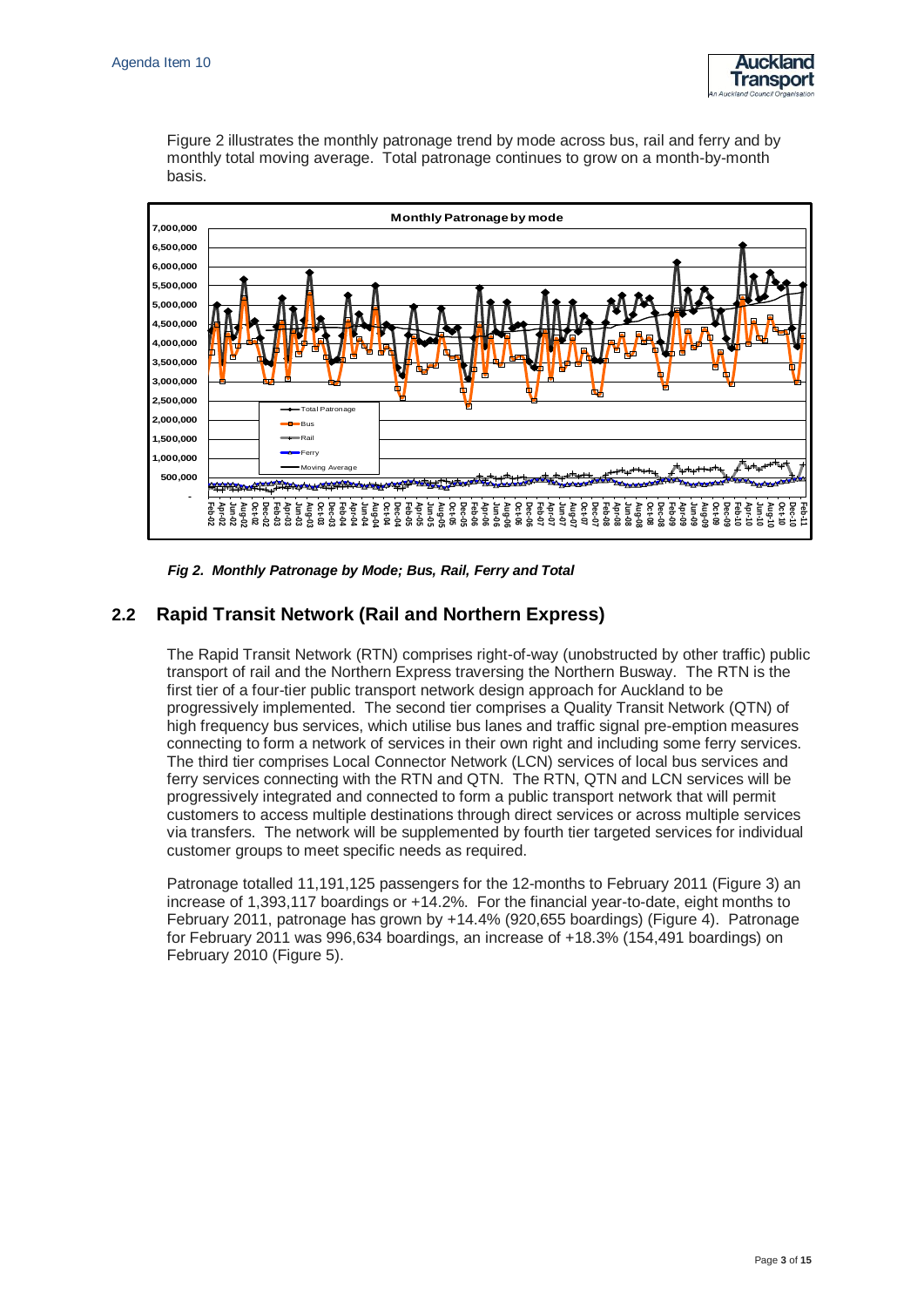Figure 2 illustrates the monthly patronage trend by mode across bus, rail and ferry and by monthly total moving average. Total patronage continues to grow on a month-by-month basis.

***Fig 2. Monthly Patronage by Mode; Bus, Rail, Ferry and Total***

## 2.2 Rapid Transit Network (Rail and Northern Express)

The Rapid Transit Network (RTN) comprises right-of-way (unobstructed by other traffic) public transport of rail and the Northern Express traversing the Northern Busway. The RTN is the first tier of a four-tier public transport network design approach for Auckland to be progressively implemented. The second tier comprises a Quality Transit Network (QTN) of high frequency bus services, which utilise bus lanes and traffic signal pre-emption measures connecting to form a network of services in their own right and including some ferry services. The third tier comprises Local Connector Network (LCN) services of local bus services and ferry services connecting with the RTN and QTN. The RTN, QTN and LCN services will be progressively integrated and connected to form a public transport network that will permit customers to access multiple destinations through direct services or across multiple services via transfers. The network will be supplemented by fourth tier targeted services for individual customer groups to meet specific needs as required.

Patronage totalled 11,191,125 passengers for the 12-months to February 2011 (Figure 3) an increase of 1,393,117 boardings or +14.2%. For the financial year-to-date, eight months to February 2011, patronage has grown by +14.4% (920,655 boardings) (Figure 4). Patronage for February 2011 was 996,634 boardings, an increase of +18.3% (154,491 boardings) on February 2010 (Figure 5).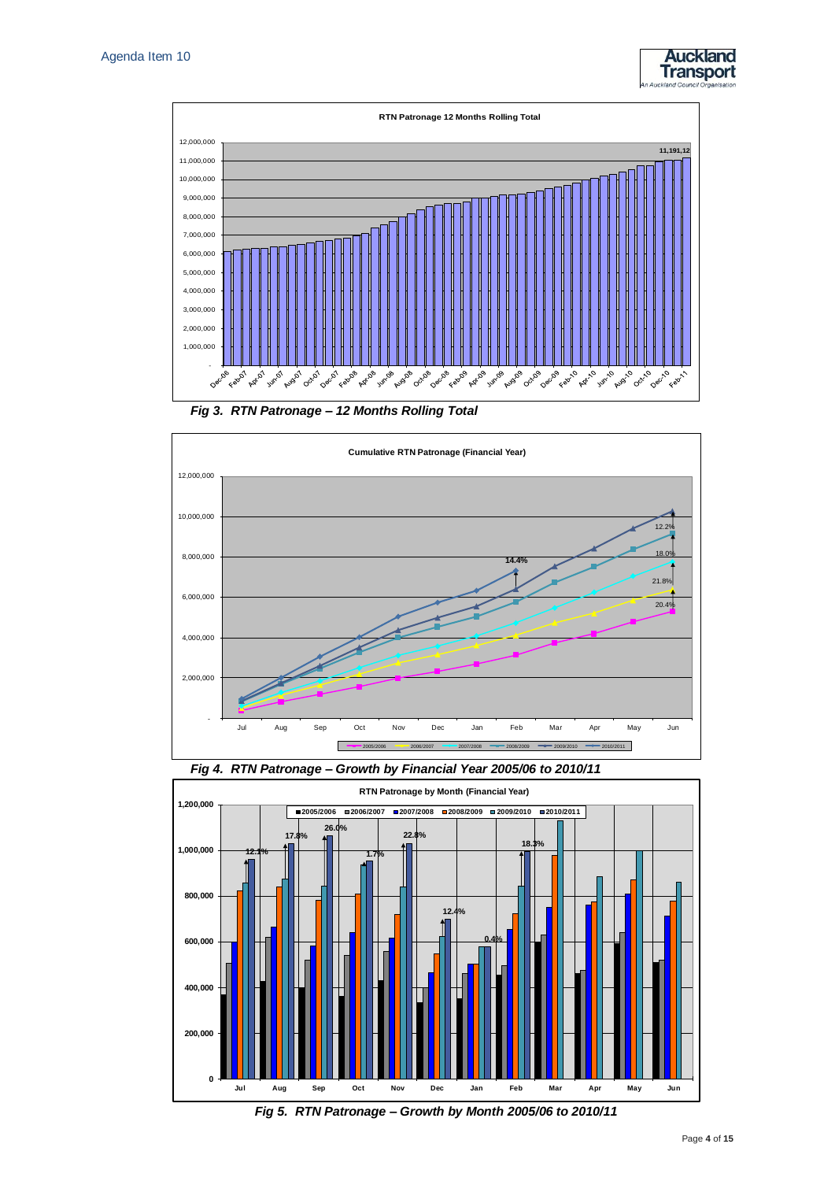Agenda Item 10

**RTN Patronage 12 Months Rolling Total**

*Fig 3. RTN Patronage – 12 Months Rolling Total*

**Cumulative RTN Patronage (Financial Year)**

*Fig 4. RTN Patronage – Growth by Financial Year 2005/06 to 2010/11*

**RTN Patronage by Month (Financial Year)**

*Fig 5. RTN Patronage – Growth by Month 2005/06 to 2010/11*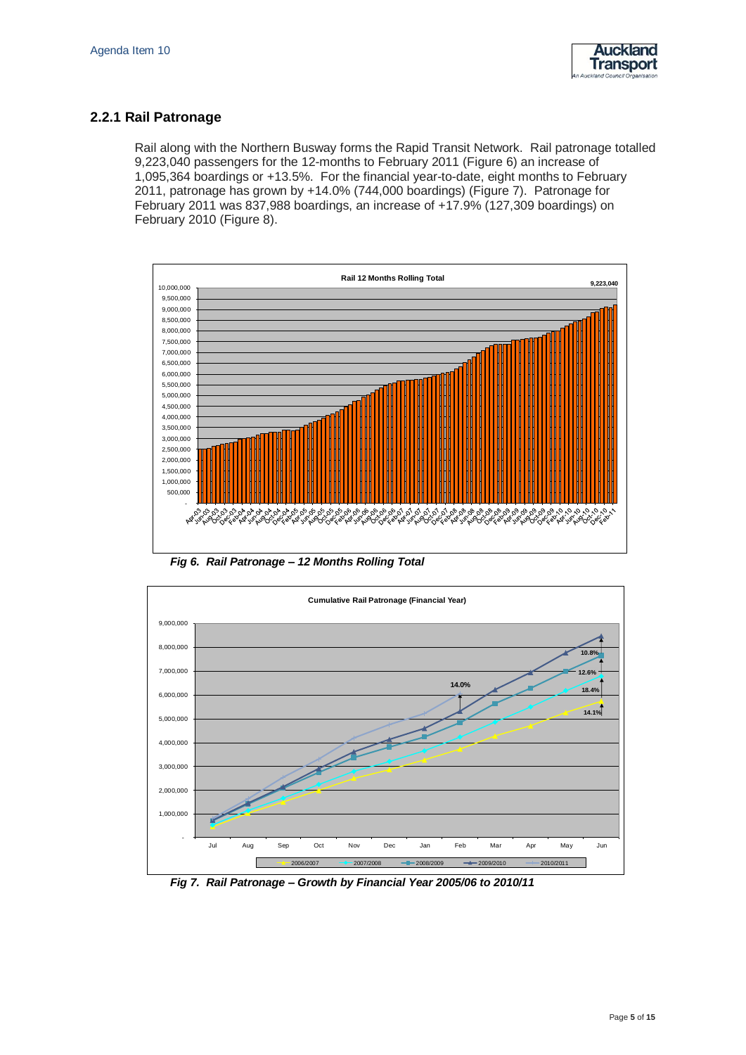### 2.2.1 Rail Patronage

Rail along with the Northern Busway forms the Rapid Transit Network. Rail patronage totalled 9,223,040 passengers for the 12-months to February 2011 (Figure 6) an increase of 1,095,364 boardings or +13.5%. For the financial year-to-date, eight months to February 2011, patronage has grown by +14.0% (744,000 boardings) (Figure 7). Patronage for February 2011 was 837,988 boardings, an increase of +17.9% (127,309 boardings) on February 2010 (Figure 8).

***Fig 6. Rail Patronage – 12 Months Rolling Total***

***Fig 7. Rail Patronage – Growth by Financial Year 2005/06 to 2010/11***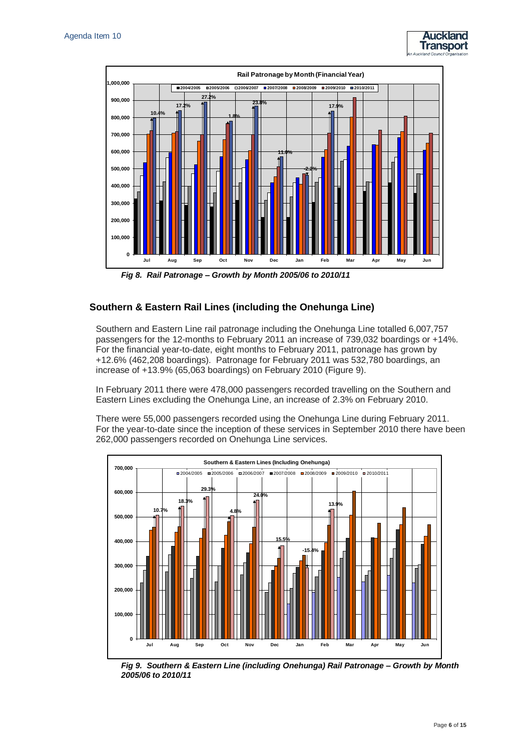*Fig 8. Rail Patronage – Growth by Month 2005/06 to 2010/11*

## Southern & Eastern Rail Lines (including the Onehunga Line)

Southern and Eastern Line rail patronage including the Onehunga Line totalled 6,007,757 passengers for the 12-months to February 2011 an increase of 739,032 boardings or +14%. For the financial year-to-date, eight months to February 2011, patronage has grown by +12.6% (462,208 boardings). Patronage for February 2011 was 532,780 boardings, an increase of +13.9% (65,063 boardings) on February 2010 (Figure 9).

In February 2011 there were 478,000 passengers recorded travelling on the Southern and Eastern Lines excluding the Onehunga Line, an increase of 2.3% on February 2010.

There were 55,000 passengers recorded using the Onehunga Line during February 2011. For the year-to-date since the inception of these services in September 2010 there have been 262,000 passengers recorded on Onehunga Line services.

*Fig 9. Southern & Eastern Line (including Onehunga) Rail Patronage – Growth by Month 2005/06 to 2010/11*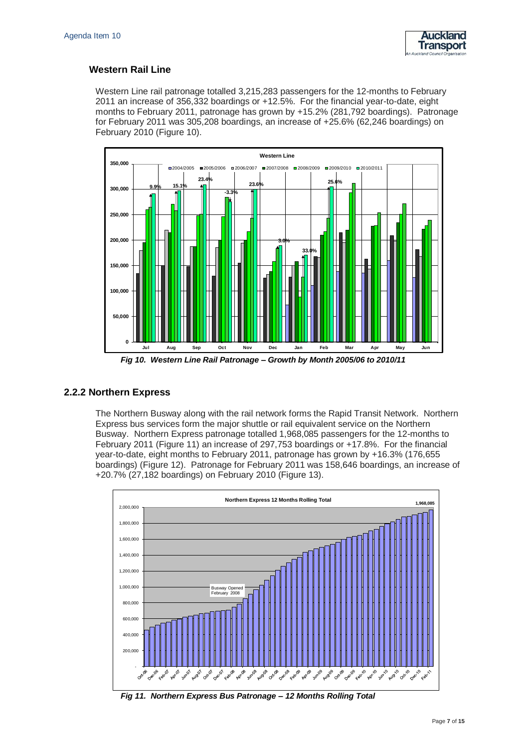### Western Rail Line

Western Line rail patronage totalled 3,215,283 passengers for the 12-months to February 2011 an increase of 356,332 boardings or +12.5%. For the financial year-to-date, eight months to February 2011, patronage has grown by +15.2% (281,792 boardings). Patronage for February 2011 was 305,208 boardings, an increase of +25.6% (62,246 boardings) on February 2010 (Figure 10).

*Fig 10. Western Line Rail Patronage – Growth by Month 2005/06 to 2010/11*

## 2.2.2 Northern Express

The Northern Busway along with the rail network forms the Rapid Transit Network. Northern Express bus services form the major shuttle or rail equivalent service on the Northern Busway. Northern Express patronage totalled 1,968,085 passengers for the 12-months to February 2011 (Figure 11) an increase of 297,753 boardings or +17.8%. For the financial year-to-date, eight months to February 2011, patronage has grown by +16.3% (176,655 boardings) (Figure 12). Patronage for February 2011 was 158,646 boardings, an increase of +20.7% (27,182 boardings) on February 2010 (Figure 13).

*Fig 11. Northern Express Bus Patronage – 12 Months Rolling Total*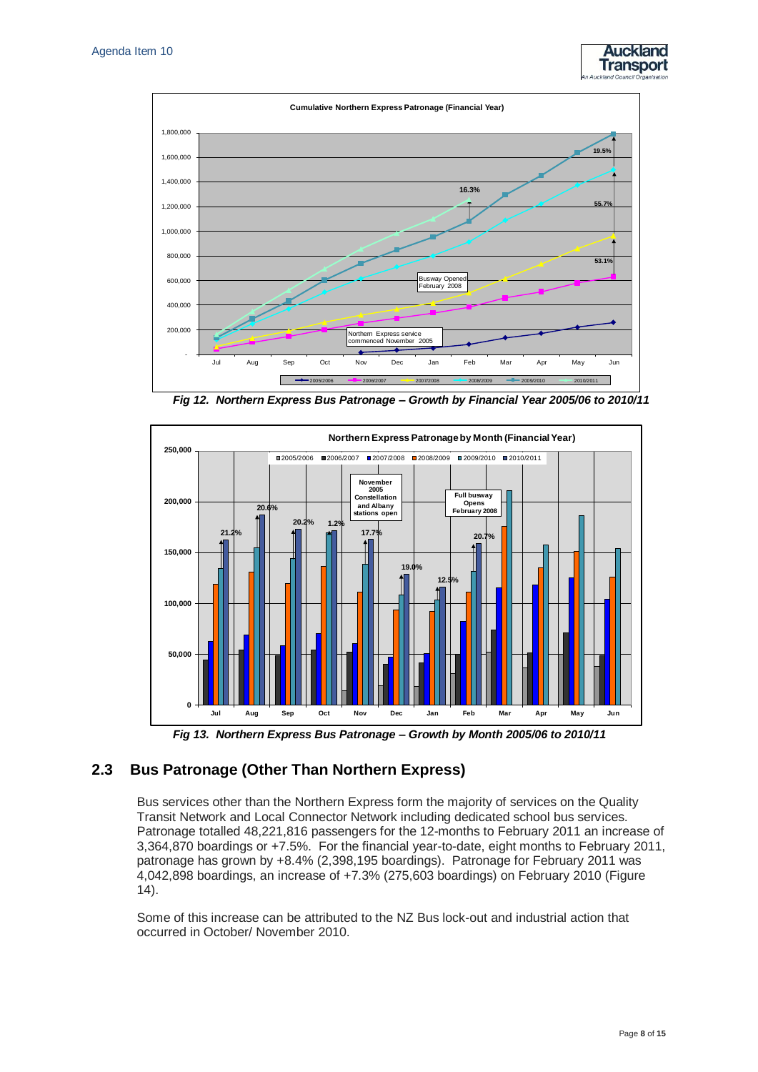Agenda Item 10

*Fig 12. Northern Express Bus Patronage – Growth by Financial Year 2005/06 to 2010/11*

*Fig 13. Northern Express Bus Patronage – Growth by Month 2005/06 to 2010/11*

## 2.3 Bus Patronage (Other Than Northern Express)

Bus services other than the Northern Express form the majority of services on the Quality Transit Network and Local Connector Network including dedicated school bus services. Patronage totalled 48,221,816 passengers for the 12-months to February 2011 an increase of 3,364,870 boardings or +7.5%. For the financial year-to-date, eight months to February 2011, patronage has grown by +8.4% (2,398,195 boardings). Patronage for February 2011 was 4,042,898 boardings, an increase of +7.3% (275,603 boardings) on February 2010 (Figure 14).

Some of this increase can be attributed to the NZ Bus lock-out and industrial action that occurred in October/ November 2010.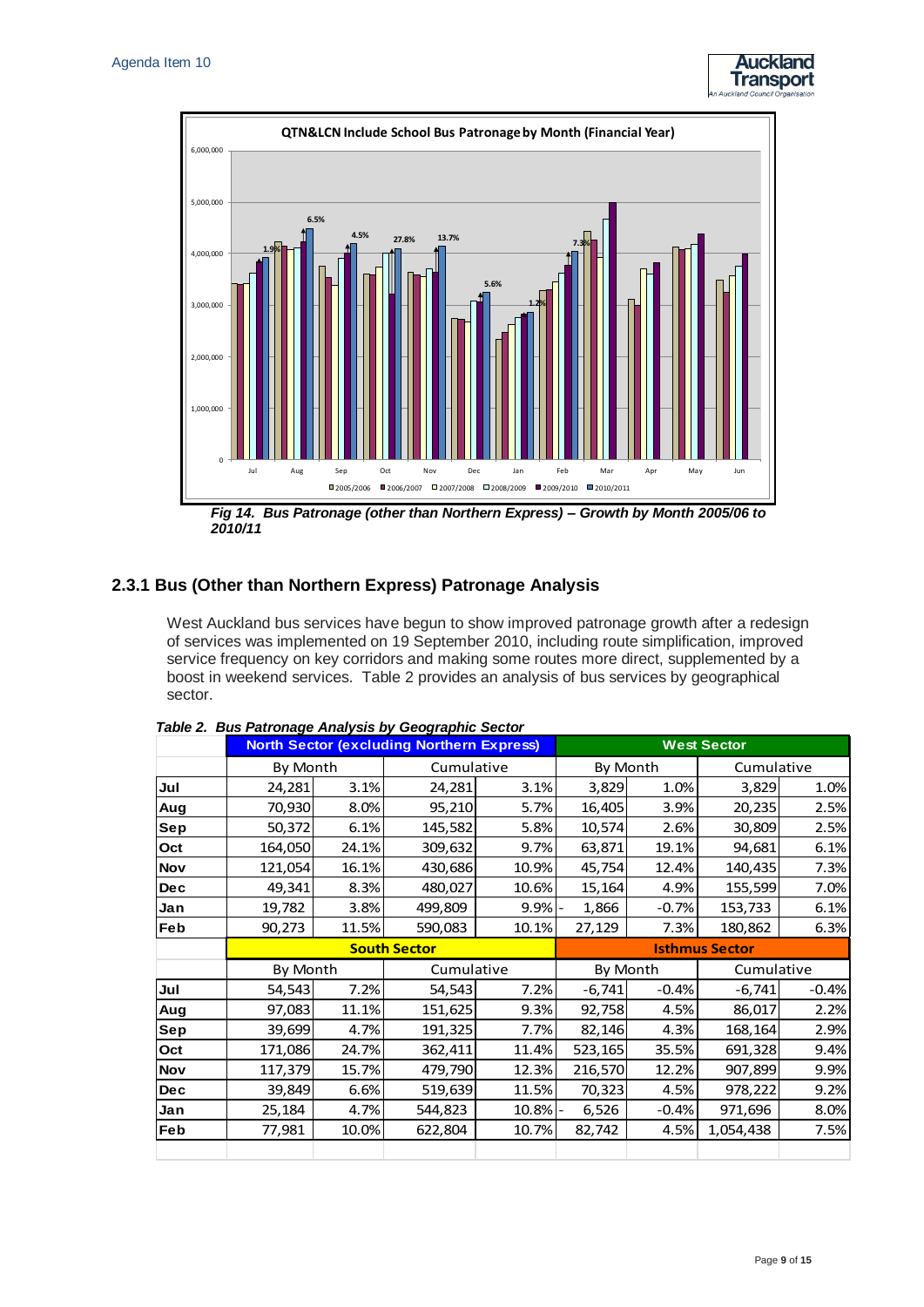Fig 14. *Bus Patronage (other than Northern Express) – Growth by Month 2005/06 to 2010/11*

## 2.3.1 Bus (Other than Northern Express) Patronage Analysis

West Auckland bus services have begun to show improved patronage growth after a redesign of services was implemented on 19 September 2010, including route simplification, improved service frequency on key corridors and making some routes more direct, supplemented by a boost in weekend services. Table 2 provides an analysis of bus services by geographical sector.

*Table 2. Bus Patronage Analysis by Geographic Sector*

| | North Sector (excluding Northern Express) | | | | West Sector | | | |
|---|---|---|---|---|---|---|---|---|
| | By Month | | Cumulative | | By Month | | Cumulative | |
| Jul | 24,281 | 3.1% | 24,281 | 3.1% | 3,829 | 1.0% | 3,829 | 1.0% |
| Aug | 70,930 | 8.0% | 95,210 | 5.7% | 16,405 | 3.9% | 20,235 | 2.5% |
| Sep | 50,372 | 6.1% | 145,582 | 5.8% | 10,574 | 2.6% | 30,809 | 2.5% |
| Oct | 164,050 | 24.1% | 309,632 | 9.7% | 63,871 | 19.1% | 94,681 | 6.1% |
| Nov | 121,054 | 16.1% | 430,686 | 10.9% | 45,754 | 12.4% | 140,435 | 7.3% |
| Dec | 49,341 | 8.3% | 480,027 | 10.6% | 15,164 | 4.9% | 155,599 | 7.0% |
| Jan | 19,782 | 3.8% | 499,809 | 9.9% | - 1,866 | -0.7% | 153,733 | 6.1% |
| Feb | 90,273 | 11.5% | 590,083 | 10.1% | 27,129 | 7.3% | 180,862 | 6.3% |
| | South Sector | | | | Isthmus Sector | | | |
| | By Month | | Cumulative | | By Month | | Cumulative | |
| Jul | 54,543 | 7.2% | 54,543 | 7.2% | -6,741 | -0.4% | -6,741 | -0.4% |
| Aug | 97,083 | 11.1% | 151,625 | 9.3% | 92,758 | 4.5% | 86,017 | 2.2% |
| Sep | 39,699 | 4.7% | 191,325 | 7.7% | 82,146 | 4.3% | 168,164 | 2.9% |
| Oct | 171,086 | 24.7% | 362,411 | 11.4% | 523,165 | 35.5% | 691,328 | 9.4% |
| Nov | 117,379 | 15.7% | 479,790 | 12.3% | 216,570 | 12.2% | 907,899 | 9.9% |
| Dec | 39,849 | 6.6% | 519,639 | 11.5% | 70,323 | 4.5% | 978,222 | 9.2% |
| Jan | 25,184 | 4.7% | 544,823 | 10.8% | - 6,526 | -0.4% | 971,696 | 8.0% |
| Feb | 77,981 | 10.0% | 622,804 | 10.7% | 82,742 | 4.5% | 1,054,438 | 7.5% |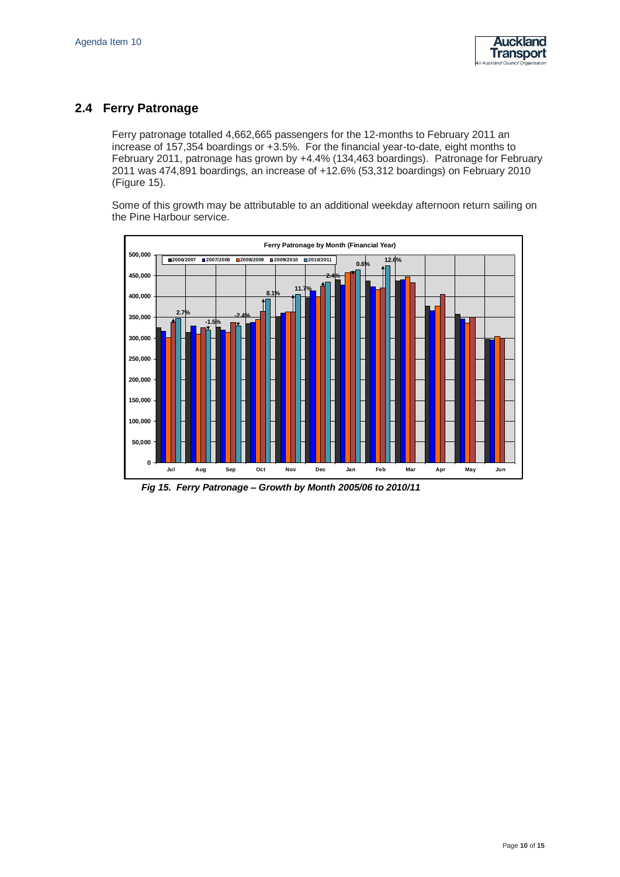## 2.4 Ferry Patronage

Ferry patronage totalled 4,662,665 passengers for the 12-months to February 2011 an increase of 157,354 boardings or +3.5%. For the financial year-to-date, eight months to February 2011, patronage has grown by +4.4% (134,463 boardings). Patronage for February 2011 was 474,891 boardings, an increase of +12.6% (53,312 boardings) on February 2010 (Figure 15).

Some of this growth may be attributable to an additional weekday afternoon return sailing on the Pine Harbour service.

*Fig 15. Ferry Patronage – Growth by Month 2005/06 to 2010/11*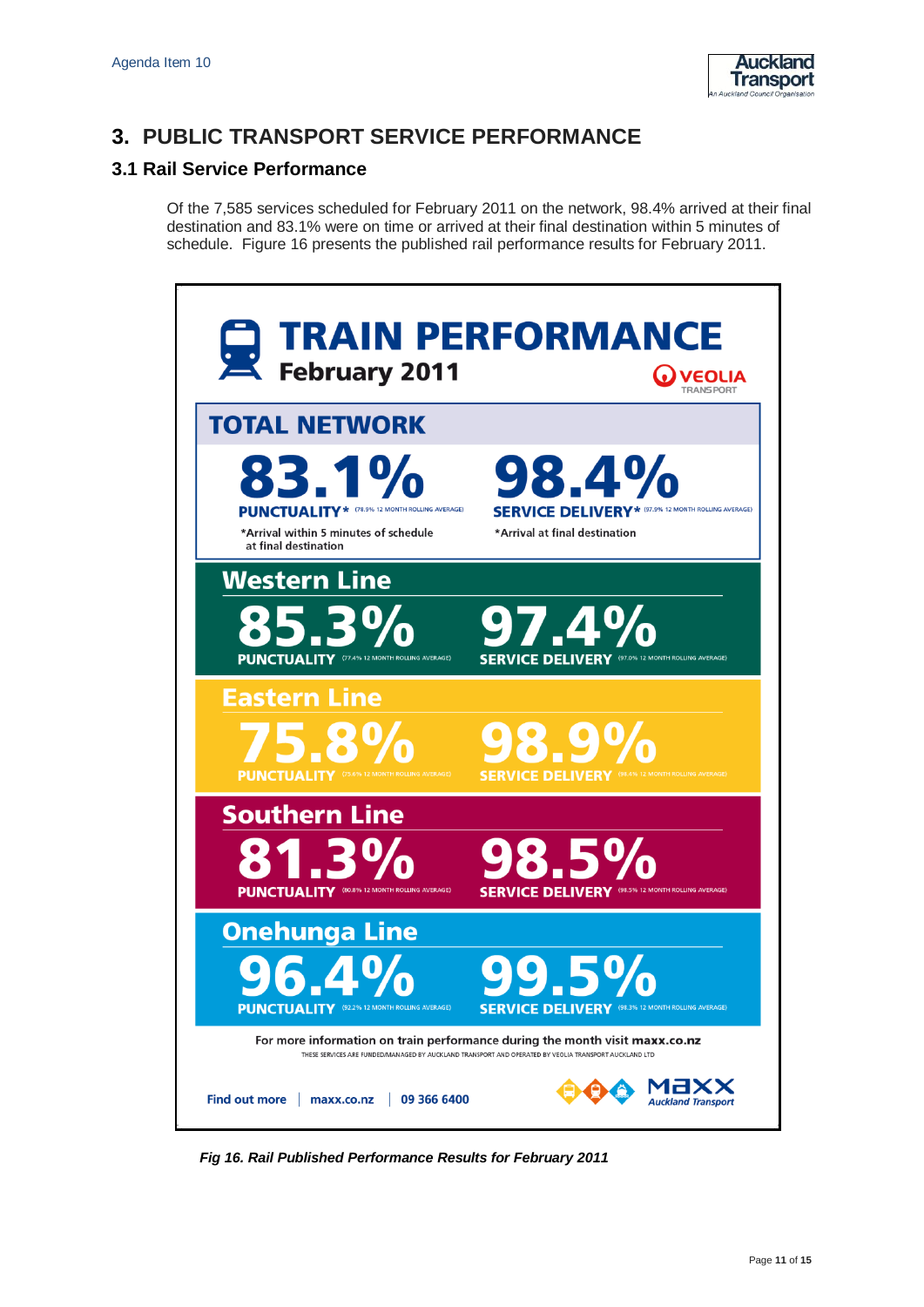## 3. PUBLIC TRANSPORT SERVICE PERFORMANCE

### 3.1 Rail Service Performance

Of the 7,585 services scheduled for February 2011 on the network, 98.4% arrived at their final destination and 83.1% were on time or arrived at their final destination within 5 minutes of schedule. Figure 16 presents the published rail performance results for February 2011.

**TRAIN PERFORMANCE**
**February 2011**

VEOLIA TRANSPORT

**TOTAL NETWORK**

**83.1%** PUNCTUALITY* (78.9% 12 MONTH ROLLING AVERAGE)
*Arrival within 5 minutes of schedule at final destination

**98.4%** SERVICE DELIVERY* (97.9% 12 MONTH ROLLING AVERAGE)
*Arrival at final destination

**Western Line**
**85.3%** PUNCTUALITY (77.4% 12 MONTH ROLLING AVERAGE)
**97.4%** SERVICE DELIVERY (97.0% 12 MONTH ROLLING AVERAGE)

**Eastern Line**
**75.8%** PUNCTUALITY (75.6% 12 MONTH ROLLING AVERAGE)
**98.9%** SERVICE DELIVERY (98.4% 12 MONTH ROLLING AVERAGE)

**Southern Line**
**81.3%** PUNCTUALITY (80.8% 12 MONTH ROLLING AVERAGE)
**98.5%** SERVICE DELIVERY (98.5% 12 MONTH ROLLING AVERAGE)

**Onehunga Line**
**96.4%** PUNCTUALITY (92.2% 12 MONTH ROLLING AVERAGE)
**99.5%** SERVICE DELIVERY (98.3% 12 MONTH ROLLING AVERAGE)

For more information on train performance during the month visit **maxx.co.nz**

THESE SERVICES ARE FUNDED/MANAGED BY AUCKLAND TRANSPORT AND OPERATED BY VEOLIA TRANSPORT AUCKLAND LTD

Find out more | maxx.co.nz | 09 366 6400

MAXX Auckland Transport

*Fig 16. Rail Published Performance Results for February 2011*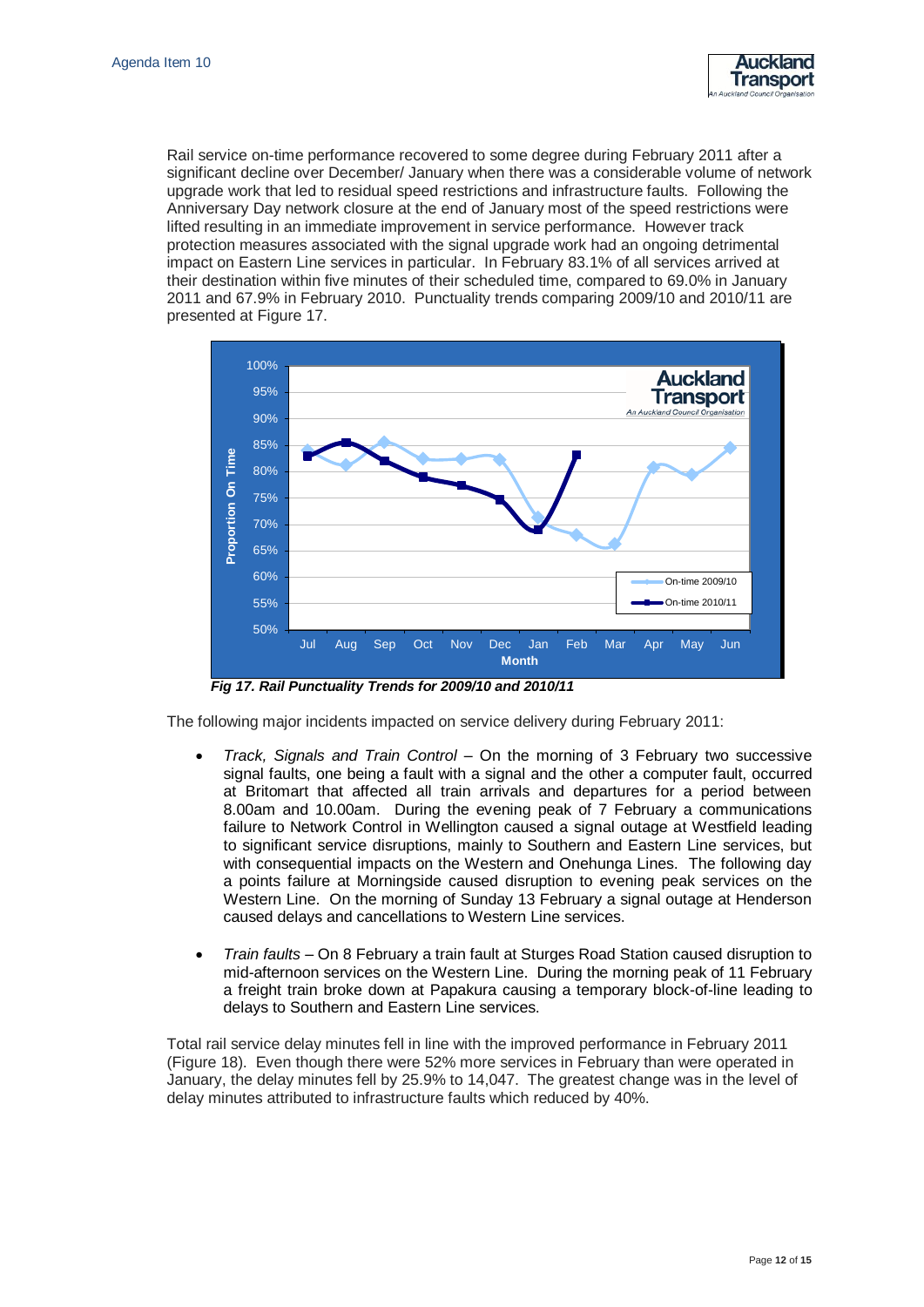Rail service on-time performance recovered to some degree during February 2011 after a significant decline over December/ January when there was a considerable volume of network upgrade work that led to residual speed restrictions and infrastructure faults. Following the Anniversary Day network closure at the end of January most of the speed restrictions were lifted resulting in an immediate improvement in service performance. However track protection measures associated with the signal upgrade work had an ongoing detrimental impact on Eastern Line services in particular. In February 83.1% of all services arrived at their destination within five minutes of their scheduled time, compared to 69.0% in January 2011 and 67.9% in February 2010. Punctuality trends comparing 2009/10 and 2010/11 are presented at Figure 17.

***Fig 17. Rail Punctuality Trends for 2009/10 and 2010/11***

The following major incidents impacted on service delivery during February 2011:

- *Track, Signals and Train Control* – On the morning of 3 February two successive signal faults, one being a fault with a signal and the other a computer fault, occurred at Britomart that affected all train arrivals and departures for a period between 8.00am and 10.00am. During the evening peak of 7 February a communications failure to Network Control in Wellington caused a signal outage at Westfield leading to significant service disruptions, mainly to Southern and Eastern Line services, but with consequential impacts on the Western and Onehunga Lines. The following day a points failure at Morningside caused disruption to evening peak services on the Western Line. On the morning of Sunday 13 February a signal outage at Henderson caused delays and cancellations to Western Line services.

- *Train faults* – On 8 February a train fault at Sturges Road Station caused disruption to mid-afternoon services on the Western Line. During the morning peak of 11 February a freight train broke down at Papakura causing a temporary block-of-line leading to delays to Southern and Eastern Line services.

Total rail service delay minutes fell in line with the improved performance in February 2011 (Figure 18). Even though there were 52% more services in February than were operated in January, the delay minutes fell by 25.9% to 14,047. The greatest change was in the level of delay minutes attributed to infrastructure faults which reduced by 40%.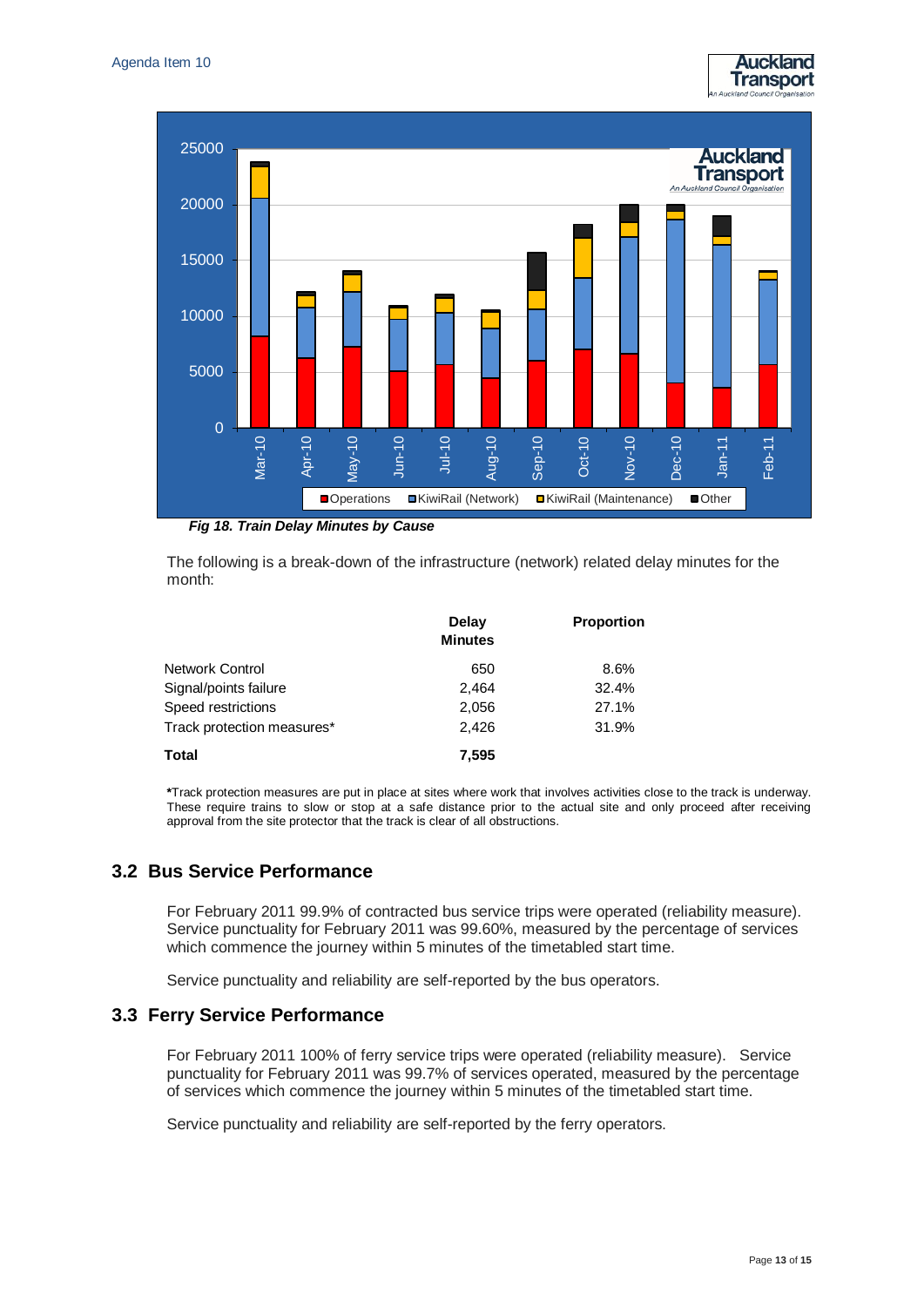Fig 18. Train Delay Minutes by Cause

The following is a break-down of the infrastructure (network) related delay minutes for the month:

| | Delay Minutes | Proportion |
|---|---|---|
| Network Control | 650 | 8.6% |
| Signal/points failure | 2,464 | 32.4% |
| Speed restrictions | 2,056 | 27.1% |
| Track protection measures* | 2,426 | 31.9% |
| **Total** | **7,595** | |

*Track protection measures are put in place at sites where work that involves activities close to the track is underway. These require trains to slow or stop at a safe distance prior to the actual site and only proceed after receiving approval from the site protector that the track is clear of all obstructions.

## 3.2 Bus Service Performance

For February 2011 99.9% of contracted bus service trips were operated (reliability measure). Service punctuality for February 2011 was 99.60%, measured by the percentage of services which commence the journey within 5 minutes of the timetabled start time.

Service punctuality and reliability are self-reported by the bus operators.

## 3.3 Ferry Service Performance

For February 2011 100% of ferry service trips were operated (reliability measure). Service punctuality for February 2011 was 99.7% of services operated, measured by the percentage of services which commence the journey within 5 minutes of the timetabled start time.

Service punctuality and reliability are self-reported by the ferry operators.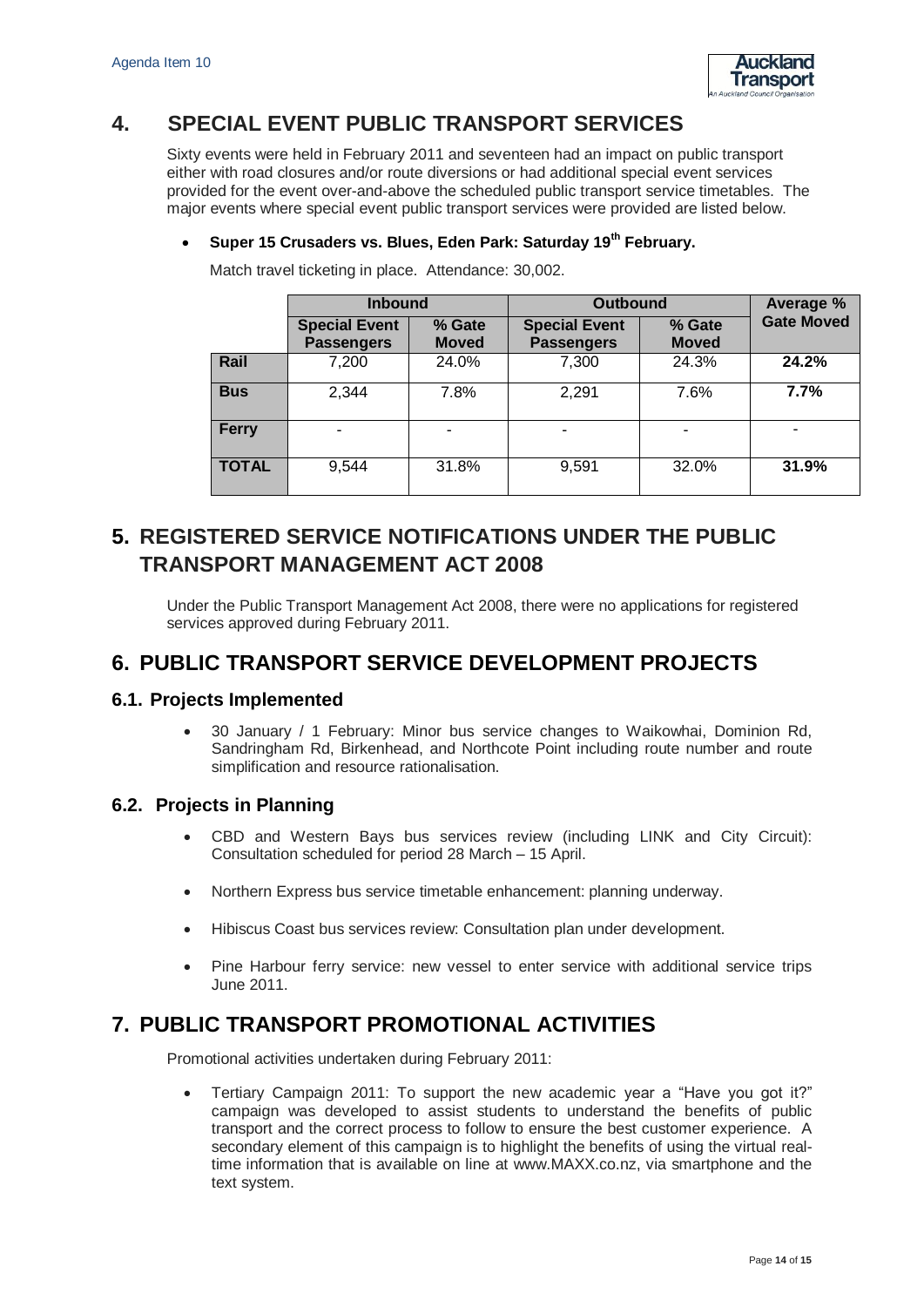## 4. SPECIAL EVENT PUBLIC TRANSPORT SERVICES

Sixty events were held in February 2011 and seventeen had an impact on public transport either with road closures and/or route diversions or had additional special event services provided for the event over-and-above the scheduled public transport service timetables. The major events where special event public transport services were provided are listed below.

- **Super 15 Crusaders vs. Blues, Eden Park: Saturday 19th February.**

  Match travel ticketing in place. Attendance: 30,002.

| | **Inbound** | | **Outbound** | | **Average % Gate Moved** |
|---|---|---|---|---|---|
| | **Special Event Passengers** | **% Gate Moved** | **Special Event Passengers** | **% Gate Moved** | |
| **Rail** | 7,200 | 24.0% | 7,300 | 24.3% | **24.2%** |
| **Bus** | 2,344 | 7.8% | 2,291 | 7.6% | **7.7%** |
| **Ferry** | - | - | - | - | - |
| **TOTAL** | 9,544 | 31.8% | 9,591 | 32.0% | **31.9%** |

## 5. REGISTERED SERVICE NOTIFICATIONS UNDER THE PUBLIC TRANSPORT MANAGEMENT ACT 2008

Under the Public Transport Management Act 2008, there were no applications for registered services approved during February 2011.

## 6. PUBLIC TRANSPORT SERVICE DEVELOPMENT PROJECTS

### 6.1. Projects Implemented

- 30 January / 1 February: Minor bus service changes to Waikowhai, Dominion Rd, Sandringham Rd, Birkenhead, and Northcote Point including route number and route simplification and resource rationalisation.

### 6.2. Projects in Planning

- CBD and Western Bays bus services review (including LINK and City Circuit): Consultation scheduled for period 28 March – 15 April.
- Northern Express bus service timetable enhancement: planning underway.
- Hibiscus Coast bus services review: Consultation plan under development.
- Pine Harbour ferry service: new vessel to enter service with additional service trips June 2011.

## 7. PUBLIC TRANSPORT PROMOTIONAL ACTIVITIES

Promotional activities undertaken during February 2011:

- Tertiary Campaign 2011: To support the new academic year a "Have you got it?" campaign was developed to assist students to understand the benefits of public transport and the correct process to follow to ensure the best customer experience. A secondary element of this campaign is to highlight the benefits of using the virtual real-time information that is available on line at www.MAXX.co.nz, via smartphone and the text system.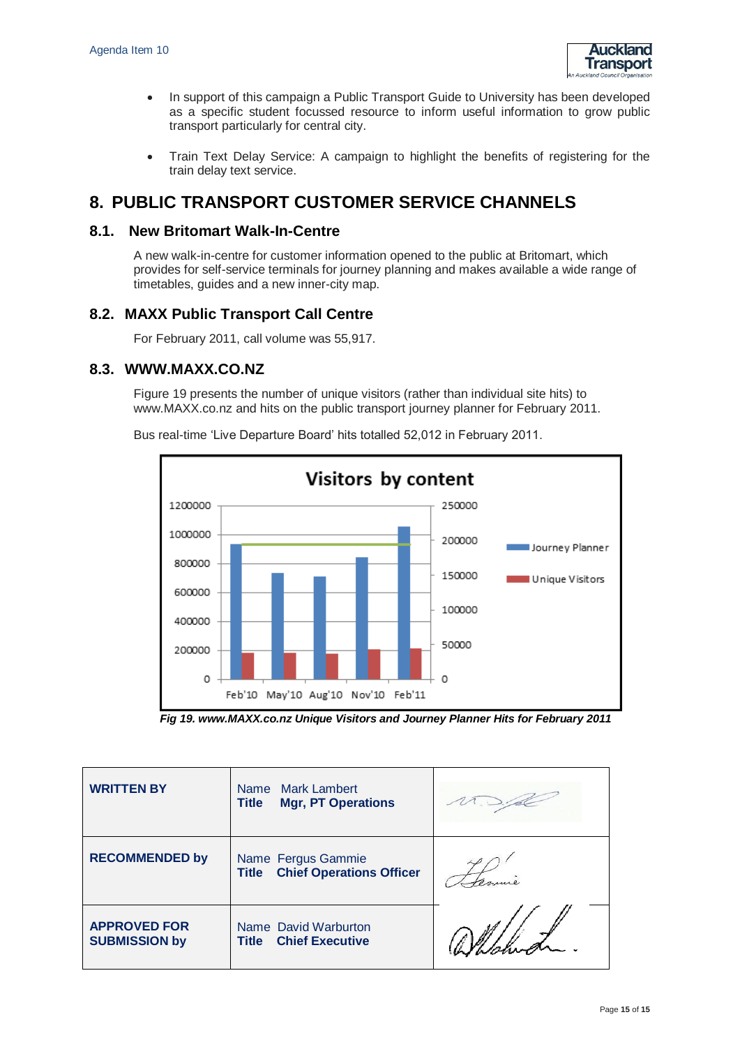- In support of this campaign a Public Transport Guide to University has been developed as a specific student focussed resource to inform useful information to grow public transport particularly for central city.

- Train Text Delay Service: A campaign to highlight the benefits of registering for the train delay text service.

## 8. PUBLIC TRANSPORT CUSTOMER SERVICE CHANNELS

### 8.1. New Britomart Walk-In-Centre

A new walk-in-centre for customer information opened to the public at Britomart, which provides for self-service terminals for journey planning and makes available a wide range of timetables, guides and a new inner-city map.

### 8.2. MAXX Public Transport Call Centre

For February 2011, call volume was 55,917.

### 8.3. WWW.MAXX.CO.NZ

Figure 19 presents the number of unique visitors (rather than individual site hits) to www.MAXX.co.nz and hits on the public transport journey planner for February 2011.

Bus real-time 'Live Departure Board' hits totalled 52,012 in February 2011.

Visitors by content

1200000
1000000
800000
600000
400000
200000
0

250000
200000
150000
100000
50000
0

Feb'10 May'10 Aug'10 Nov'10 Feb'11

Journey Planner
Unique Visitors

*Fig 19. www.MAXX.co.nz Unique Visitors and Journey Planner Hits for February 2011*

| | | |
|---|---|---|
| **WRITTEN BY** | Name Mark Lambert<br>**Title Mgr, PT Operations** | |
| **RECOMMENDED by** | Name Fergus Gammie<br>**Title Chief Operations Officer** | |
| **APPROVED FOR SUBMISSION by** | Name David Warburton<br>**Title Chief Executive** | |